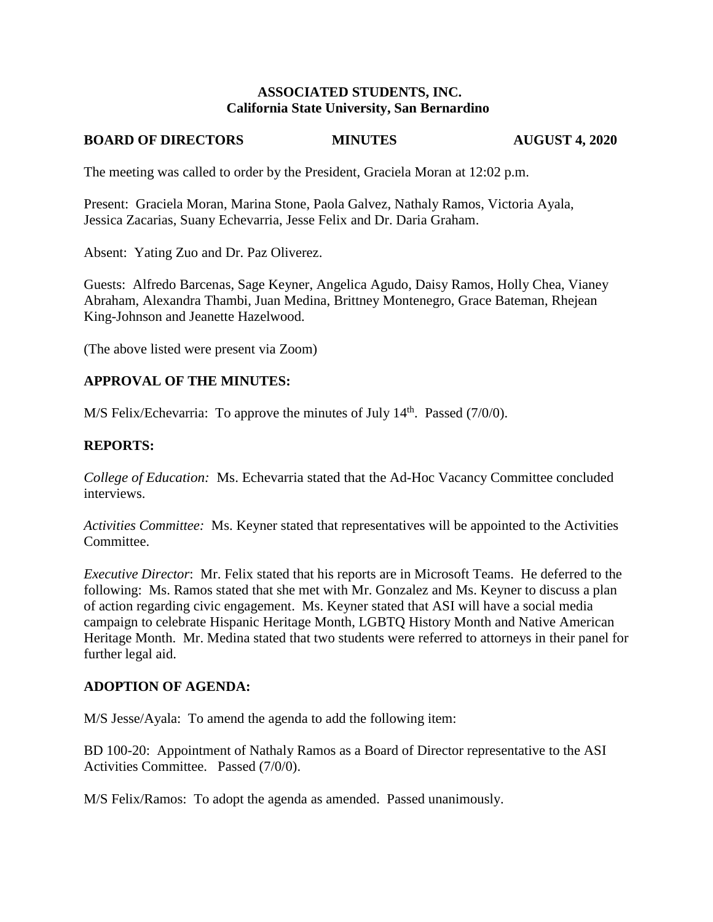**ASSOCIATED STUDENTS, INC.**
**California State University, San Bernardino**

**BOARD OF DIRECTORS MINUTES AUGUST 4, 2020**

The meeting was called to order by the President, Graciela Moran at 12:02 p.m.

Present: Graciela Moran, Marina Stone, Paola Galvez, Nathaly Ramos, Victoria Ayala, Jessica Zacarias, Suany Echevarria, Jesse Felix and Dr. Daria Graham.

Absent: Yating Zuo and Dr. Paz Oliverez.

Guests: Alfredo Barcenas, Sage Keyner, Angelica Agudo, Daisy Ramos, Holly Chea, Vianey Abraham, Alexandra Thambi, Juan Medina, Brittney Montenegro, Grace Bateman, Rhejean King-Johnson and Jeanette Hazelwood.

(The above listed were present via Zoom)

## APPROVAL OF THE MINUTES:

M/S Felix/Echevarria: To approve the minutes of July 14th. Passed (7/0/0).

## REPORTS:

*College of Education:* Ms. Echevarria stated that the Ad-Hoc Vacancy Committee concluded interviews.

*Activities Committee:* Ms. Keyner stated that representatives will be appointed to the Activities Committee.

*Executive Director*: Mr. Felix stated that his reports are in Microsoft Teams. He deferred to the following: Ms. Ramos stated that she met with Mr. Gonzalez and Ms. Keyner to discuss a plan of action regarding civic engagement. Ms. Keyner stated that ASI will have a social media campaign to celebrate Hispanic Heritage Month, LGBTQ History Month and Native American Heritage Month. Mr. Medina stated that two students were referred to attorneys in their panel for further legal aid.

## ADOPTION OF AGENDA:

M/S Jesse/Ayala: To amend the agenda to add the following item:

BD 100-20: Appointment of Nathaly Ramos as a Board of Director representative to the ASI Activities Committee. Passed (7/0/0).

M/S Felix/Ramos: To adopt the agenda as amended. Passed unanimously.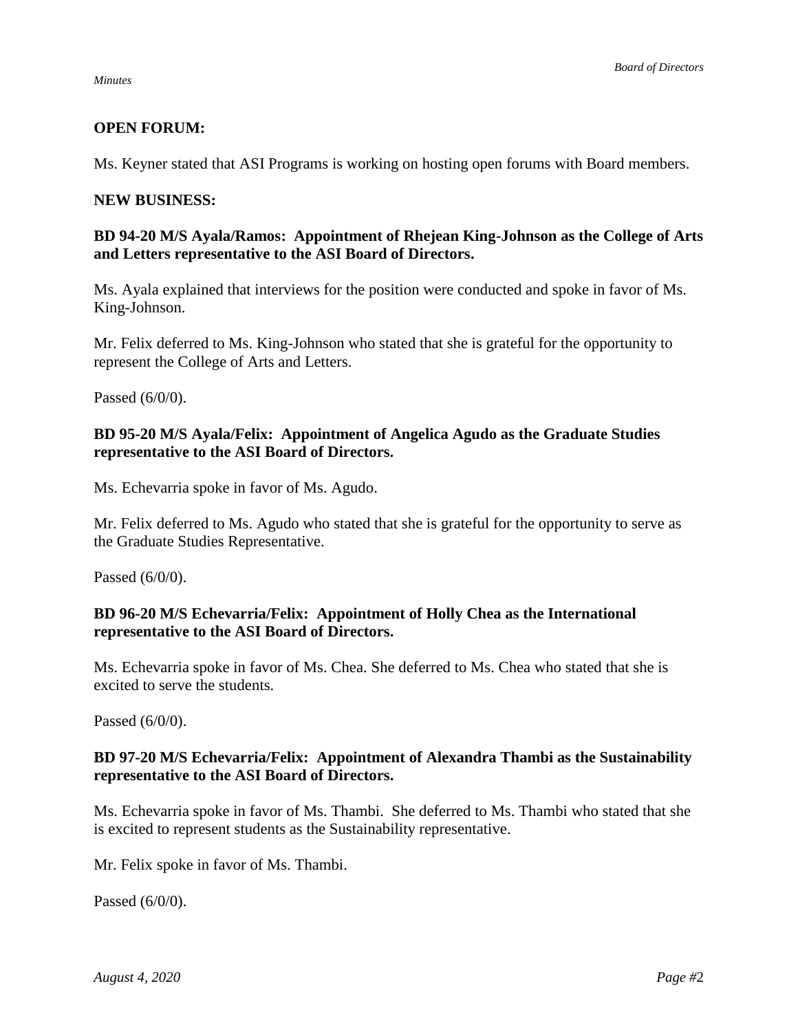**OPEN FORUM:**

Ms. Keyner stated that ASI Programs is working on hosting open forums with Board members.

**NEW BUSINESS:**

**BD 94-20 M/S Ayala/Ramos: Appointment of Rhejean King-Johnson as the College of Arts and Letters representative to the ASI Board of Directors.**

Ms. Ayala explained that interviews for the position were conducted and spoke in favor of Ms. King-Johnson.

Mr. Felix deferred to Ms. King-Johnson who stated that she is grateful for the opportunity to represent the College of Arts and Letters.

Passed (6/0/0).

**BD 95-20 M/S Ayala/Felix: Appointment of Angelica Agudo as the Graduate Studies representative to the ASI Board of Directors.**

Ms. Echevarria spoke in favor of Ms. Agudo.

Mr. Felix deferred to Ms. Agudo who stated that she is grateful for the opportunity to serve as the Graduate Studies Representative.

Passed (6/0/0).

**BD 96-20 M/S Echevarria/Felix: Appointment of Holly Chea as the International representative to the ASI Board of Directors.**

Ms. Echevarria spoke in favor of Ms. Chea. She deferred to Ms. Chea who stated that she is excited to serve the students.

Passed (6/0/0).

**BD 97-20 M/S Echevarria/Felix: Appointment of Alexandra Thambi as the Sustainability representative to the ASI Board of Directors.**

Ms. Echevarria spoke in favor of Ms. Thambi. She deferred to Ms. Thambi who stated that she is excited to represent students as the Sustainability representative.

Mr. Felix spoke in favor of Ms. Thambi.

Passed (6/0/0).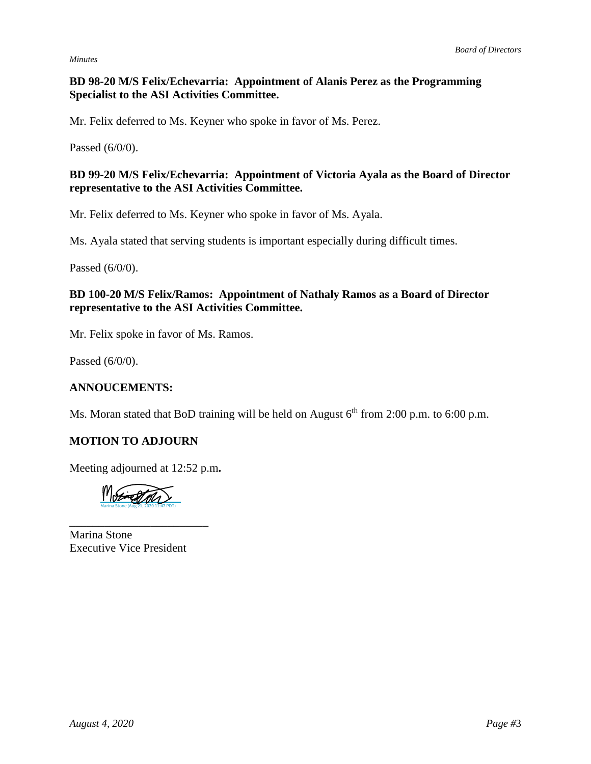**BD 98-20 M/S Felix/Echevarria: Appointment of Alanis Perez as the Programming Specialist to the ASI Activities Committee.**

Mr. Felix deferred to Ms. Keyner who spoke in favor of Ms. Perez.

Passed (6/0/0).

**BD 99-20 M/S Felix/Echevarria: Appointment of Victoria Ayala as the Board of Director representative to the ASI Activities Committee.**

Mr. Felix deferred to Ms. Keyner who spoke in favor of Ms. Ayala.

Ms. Ayala stated that serving students is important especially during difficult times.

Passed (6/0/0).

**BD 100-20 M/S Felix/Ramos: Appointment of Nathaly Ramos as a Board of Director representative to the ASI Activities Committee.**

Mr. Felix spoke in favor of Ms. Ramos.

Passed (6/0/0).

**ANNOUCEMENTS:**

Ms. Moran stated that BoD training will be held on August 6th from 2:00 p.m. to 6:00 p.m.

**MOTION TO ADJOURN**

Meeting adjourned at 12:52 p.m**.**

Marina Stone (Aug 21, 2020 11:47 PDT)

\_\_\_\_\_\_\_\_\_\_\_\_\_\_\_\_\_\_\_\_\_\_\_\_\_

Marina Stone
Executive Vice President